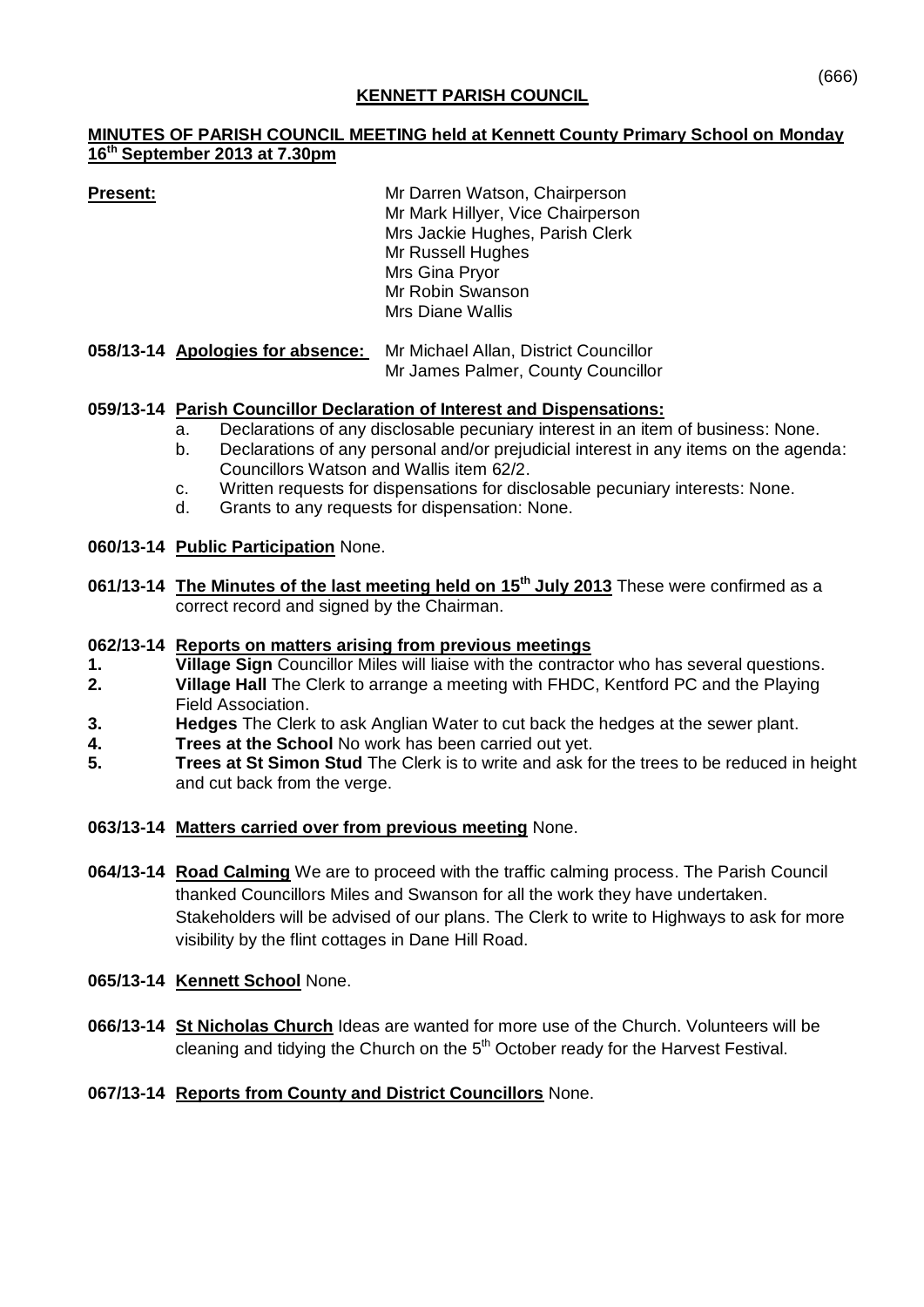## KENNETT PARISH COUNCIL

**MINUTES OF PARISH COUNCIL MEETING held at Kennett County Primary School on Monday 16th September 2013 at 7.30pm**

**Present:**
Mr Darren Watson, Chairperson
Mr Mark Hillyer, Vice Chairperson
Mrs Jackie Hughes, Parish Clerk
Mr Russell Hughes
Mrs Gina Pryor
Mr Robin Swanson
Mrs Diane Wallis

**058/13-14 Apologies for absence:** Mr Michael Allan, District Councillor
Mr James Palmer, County Councillor

**059/13-14 Parish Councillor Declaration of Interest and Dispensations:**

a. Declarations of any disclosable pecuniary interest in an item of business: None.
b. Declarations of any personal and/or prejudicial interest in any items on the agenda: Councillors Watson and Wallis item 62/2.
c. Written requests for dispensations for disclosable pecuniary interests: None.
d. Grants to any requests for dispensation: None.

**060/13-14 Public Participation** None.

**061/13-14 The Minutes of the last meeting held on 15th July 2013** These were confirmed as a correct record and signed by the Chairman.

**062/13-14 Reports on matters arising from previous meetings**

1. **Village Sign** Councillor Miles will liaise with the contractor who has several questions.
2. **Village Hall** The Clerk to arrange a meeting with FHDC, Kentford PC and the Playing Field Association.
3. **Hedges** The Clerk to ask Anglian Water to cut back the hedges at the sewer plant.
4. **Trees at the School** No work has been carried out yet.
5. **Trees at St Simon Stud** The Clerk is to write and ask for the trees to be reduced in height and cut back from the verge.

**063/13-14 Matters carried over from previous meeting** None.

**064/13-14 Road Calming** We are to proceed with the traffic calming process. The Parish Council thanked Councillors Miles and Swanson for all the work they have undertaken. Stakeholders will be advised of our plans. The Clerk to write to Highways to ask for more visibility by the flint cottages in Dane Hill Road.

**065/13-14 Kennett School** None.

**066/13-14 St Nicholas Church** Ideas are wanted for more use of the Church. Volunteers will be cleaning and tidying the Church on the 5th October ready for the Harvest Festival.

**067/13-14 Reports from County and District Councillors** None.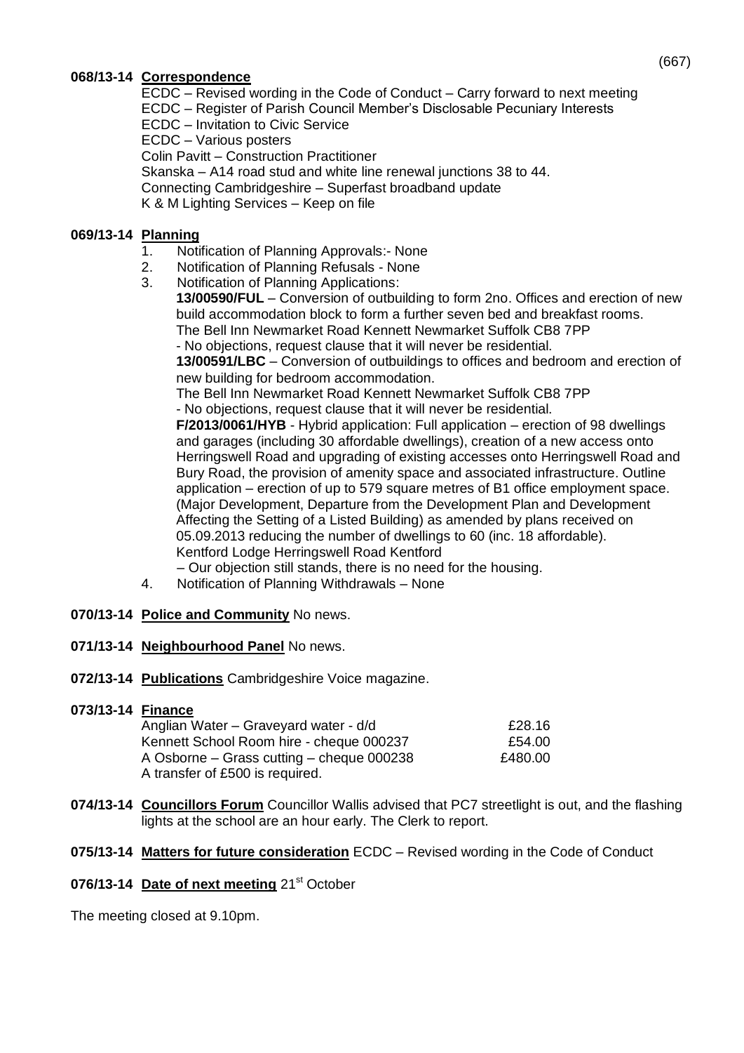**068/13-14 Correspondence**

ECDC – Revised wording in the Code of Conduct – Carry forward to next meeting
ECDC – Register of Parish Council Member's Disclosable Pecuniary Interests
ECDC – Invitation to Civic Service
ECDC – Various posters
Colin Pavitt – Construction Practitioner
Skanska – A14 road stud and white line renewal junctions 38 to 44.
Connecting Cambridgeshire – Superfast broadband update
K & M Lighting Services – Keep on file

**069/13-14 Planning**

1. Notification of Planning Approvals:- None
2. Notification of Planning Refusals - None
3. Notification of Planning Applications:

   **13/00590/FUL** – Conversion of outbuilding to form 2no. Offices and erection of new build accommodation block to form a further seven bed and breakfast rooms.
   The Bell Inn Newmarket Road Kennett Newmarket Suffolk CB8 7PP
   - No objections, request clause that it will never be residential.

   **13/00591/LBC** – Conversion of outbuildings to offices and bedroom and erection of new building for bedroom accommodation.
   The Bell Inn Newmarket Road Kennett Newmarket Suffolk CB8 7PP
   - No objections, request clause that it will never be residential.

   **F/2013/0061/HYB** - Hybrid application: Full application – erection of 98 dwellings and garages (including 30 affordable dwellings), creation of a new access onto Herringswell Road and upgrading of existing accesses onto Herringswell Road and Bury Road, the provision of amenity space and associated infrastructure. Outline application – erection of up to 579 square metres of B1 office employment space. (Major Development, Departure from the Development Plan and Development Affecting the Setting of a Listed Building) as amended by plans received on 05.09.2013 reducing the number of dwellings to 60 (inc. 18 affordable).
   Kentford Lodge Herringswell Road Kentford
   – Our objection still stands, there is no need for the housing.
4. Notification of Planning Withdrawals – None

**070/13-14 Police and Community** No news.

**071/13-14 Neighbourhood Panel** No news.

**072/13-14 Publications** Cambridgeshire Voice magazine.

**073/13-14 Finance**

| | |
|---|---|
| Anglian Water – Graveyard water - d/d | £28.16 |
| Kennett School Room hire - cheque 000237 | £54.00 |
| A Osborne – Grass cutting – cheque 000238 | £480.00 |

A transfer of £500 is required.

**074/13-14 Councillors Forum** Councillor Wallis advised that PC7 streetlight is out, and the flashing lights at the school are an hour early. The Clerk to report.

**075/13-14 Matters for future consideration** ECDC – Revised wording in the Code of Conduct

**076/13-14 Date of next meeting** 21st October

The meeting closed at 9.10pm.